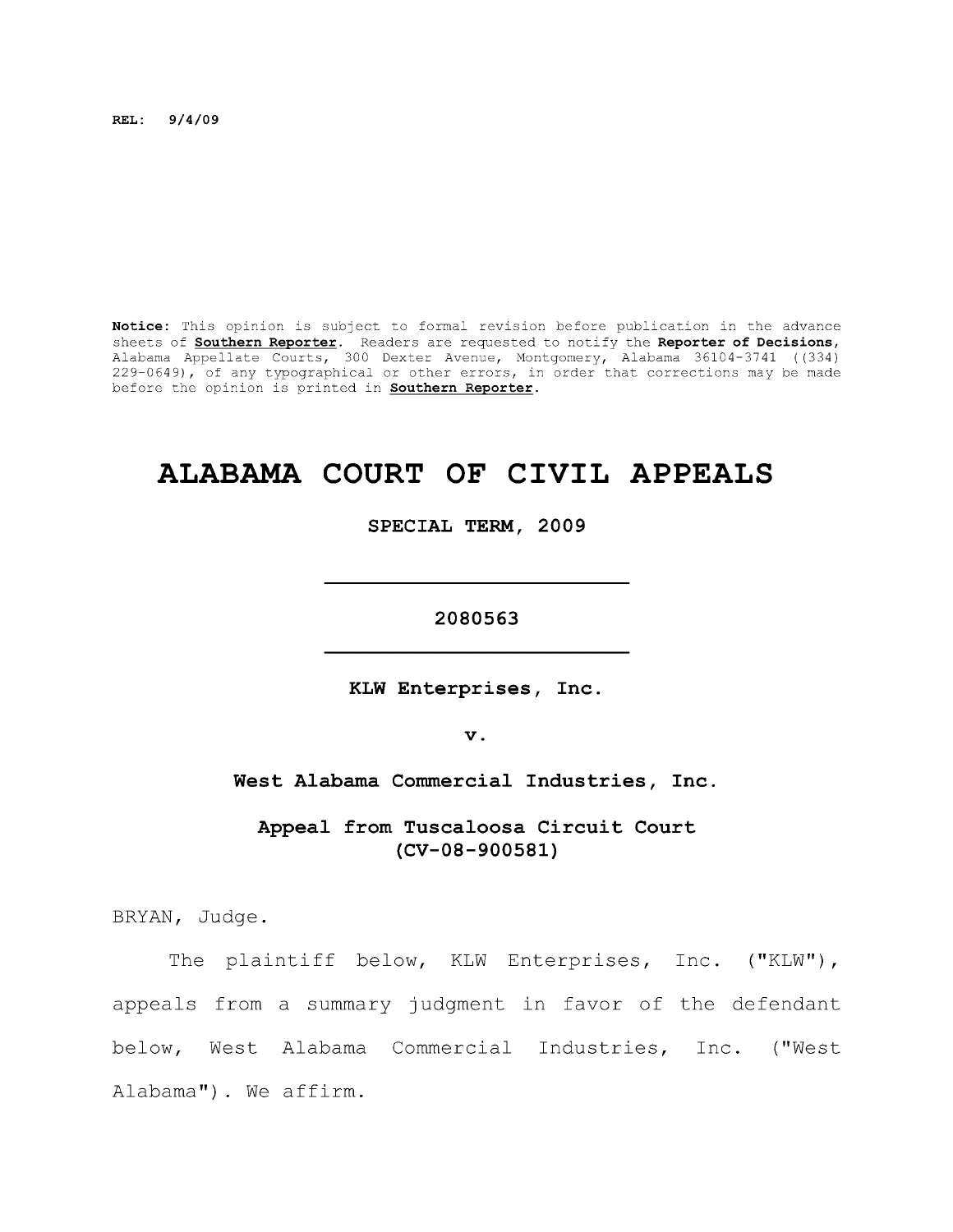**REL: 9/4/09**

**Notice:** This opinion is subject to formal revision before publication in the advance sheets of **Southern Reporter**. Readers are requested to notify the **Reporter of Decisions**, Alabama Appellate Courts, 300 Dexter Avenue, Montgomery, Alabama 36104-3741 ((334) 229-0649), of any typographical or other errors, in order that corrections may be made before the opinion is printed in **Southern Reporter**.

# ALABAMA COURT OF CIVIL APPEALS

**SPECIAL TERM, 2009**

---

**2080563**

---

**KLW Enterprises, Inc.**

**v.**

**West Alabama Commercial Industries, Inc.**

**Appeal from Tuscaloosa Circuit Court**
**(CV-08-900581)**

BRYAN, Judge.

The plaintiff below, KLW Enterprises, Inc. ("KLW"), appeals from a summary judgment in favor of the defendant below, West Alabama Commercial Industries, Inc. ("West Alabama"). We affirm.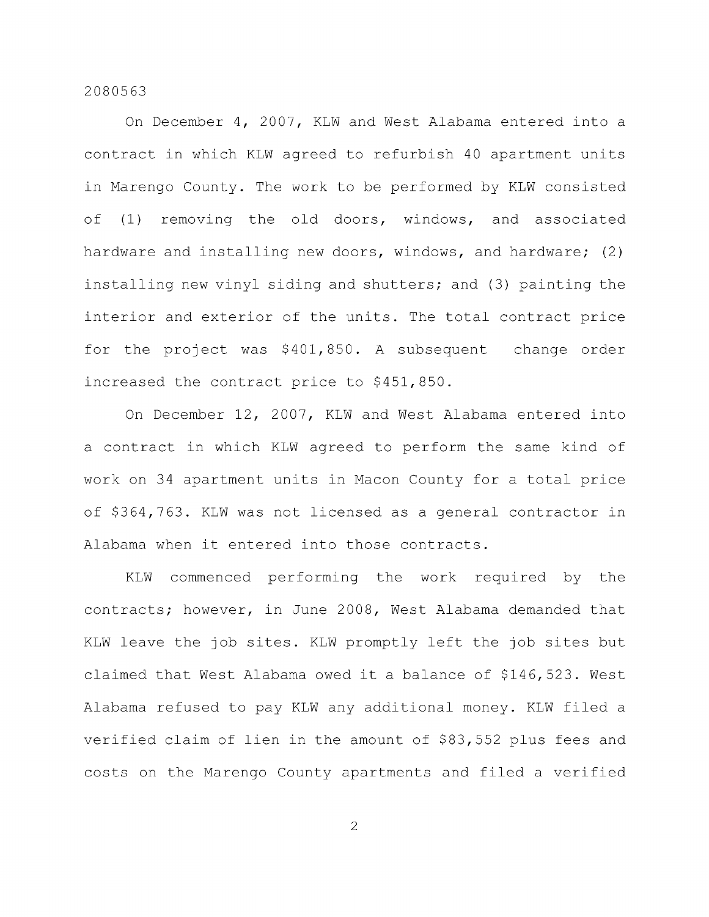On December 4, 2007, KLW and West Alabama entered into a contract in which KLW agreed to refurbish 40 apartment units in Marengo County. The work to be performed by KLW consisted of (1) removing the old doors, windows, and associated hardware and installing new doors, windows, and hardware; (2) installing new vinyl siding and shutters; and (3) painting the interior and exterior of the units. The total contract price for the project was $401,850. A subsequent change order increased the contract price to $451,850.

On December 12, 2007, KLW and West Alabama entered into a contract in which KLW agreed to perform the same kind of work on 34 apartment units in Macon County for a total price of $364,763. KLW was not licensed as a general contractor in Alabama when it entered into those contracts.

KLW commenced performing the work required by the contracts; however, in June 2008, West Alabama demanded that KLW leave the job sites. KLW promptly left the job sites but claimed that West Alabama owed it a balance of $146,523. West Alabama refused to pay KLW any additional money. KLW filed a verified claim of lien in the amount of $83,552 plus fees and costs on the Marengo County apartments and filed a verified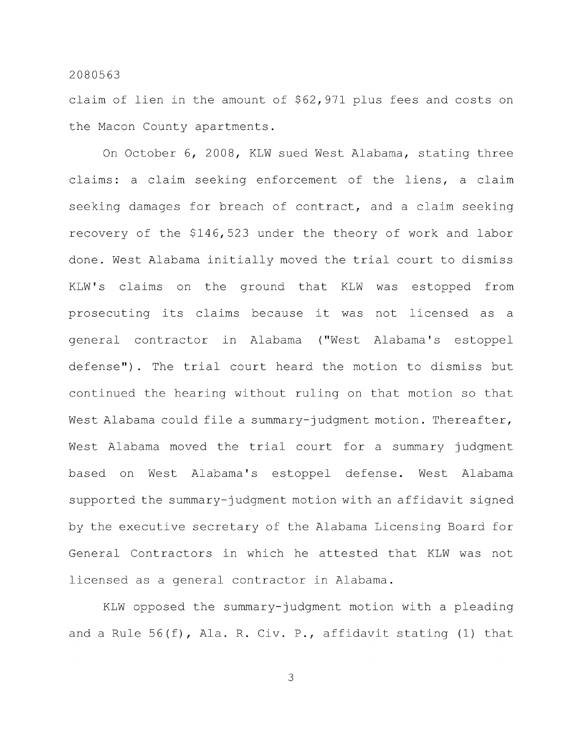claim of lien in the amount of $62,971 plus fees and costs on the Macon County apartments.

On October 6, 2008, KLW sued West Alabama, stating three claims: a claim seeking enforcement of the liens, a claim seeking damages for breach of contract, and a claim seeking recovery of the $146,523 under the theory of work and labor done. West Alabama initially moved the trial court to dismiss KLW's claims on the ground that KLW was estopped from prosecuting its claims because it was not licensed as a general contractor in Alabama ("West Alabama's estoppel defense"). The trial court heard the motion to dismiss but continued the hearing without ruling on that motion so that West Alabama could file a summary-judgment motion. Thereafter, West Alabama moved the trial court for a summary judgment based on West Alabama's estoppel defense. West Alabama supported the summary-judgment motion with an affidavit signed by the executive secretary of the Alabama Licensing Board for General Contractors in which he attested that KLW was not licensed as a general contractor in Alabama.

KLW opposed the summary-judgment motion with a pleading and a Rule 56(f), Ala. R. Civ. P., affidavit stating (1) that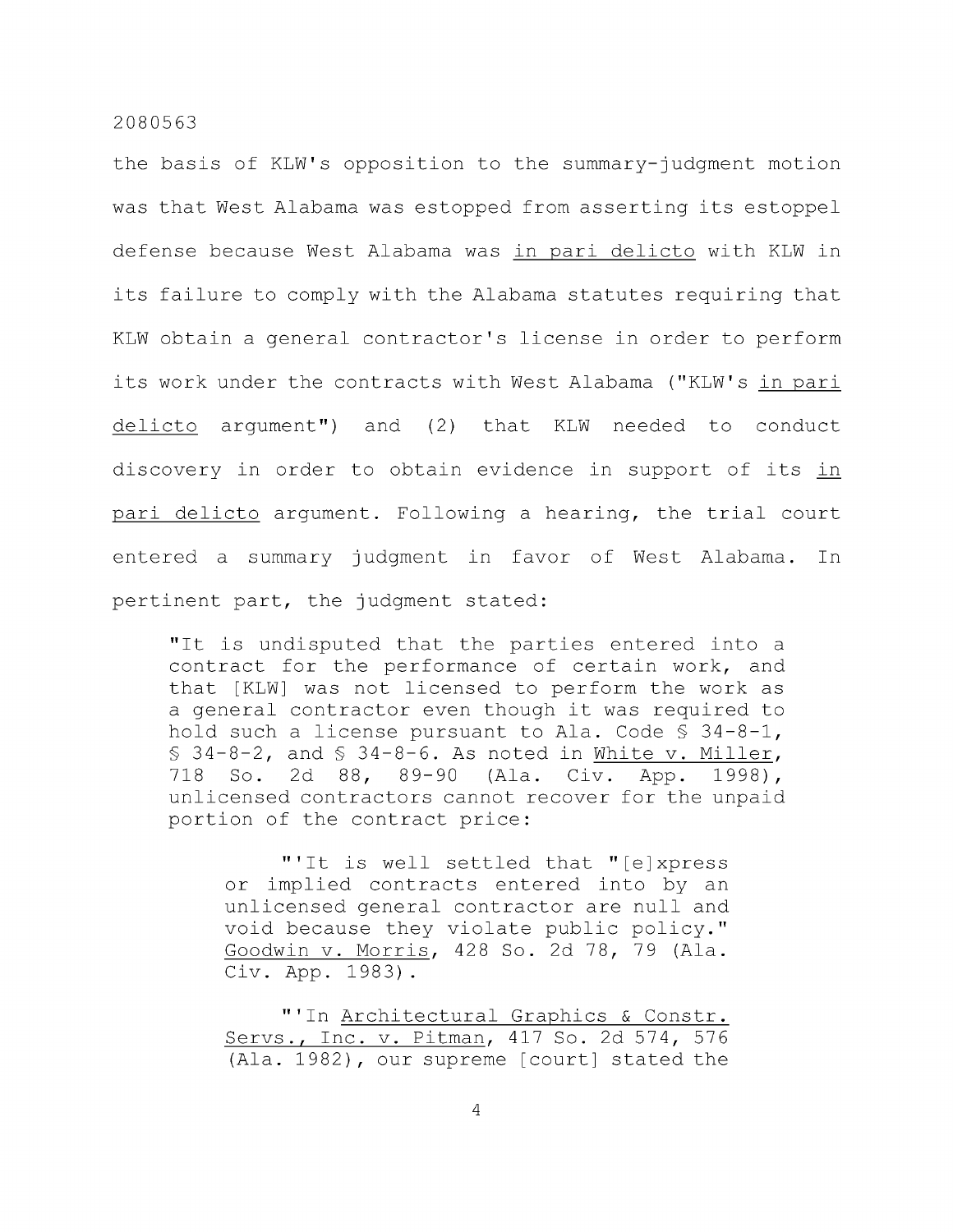the basis of KLW's opposition to the summary-judgment motion was that West Alabama was estopped from asserting its estoppel defense because West Alabama was _in pari delicto_ with KLW in its failure to comply with the Alabama statutes requiring that KLW obtain a general contractor's license in order to perform its work under the contracts with West Alabama ("KLW's _in pari delicto_ argument") and (2) that KLW needed to conduct discovery in order to obtain evidence in support of its _in pari delicto_ argument. Following a hearing, the trial court entered a summary judgment in favor of West Alabama. In pertinent part, the judgment stated:

> "It is undisputed that the parties entered into a contract for the performance of certain work, and that [KLW] was not licensed to perform the work as a general contractor even though it was required to hold such a license pursuant to Ala. Code § 34-8-1, § 34-8-2, and § 34-8-6. As noted in _White v. Miller_, 718 So. 2d 88, 89-90 (Ala. Civ. App. 1998), unlicensed contractors cannot recover for the unpaid portion of the contract price:
>
> > "'It is well settled that "[e]xpress or implied contracts entered into by an unlicensed general contractor are null and void because they violate public policy." _Goodwin v. Morris_, 428 So. 2d 78, 79 (Ala. Civ. App. 1983).
> >
> > "'In _Architectural Graphics & Constr. Servs., Inc. v. Pitman_, 417 So. 2d 574, 576 (Ala. 1982), our supreme [court] stated the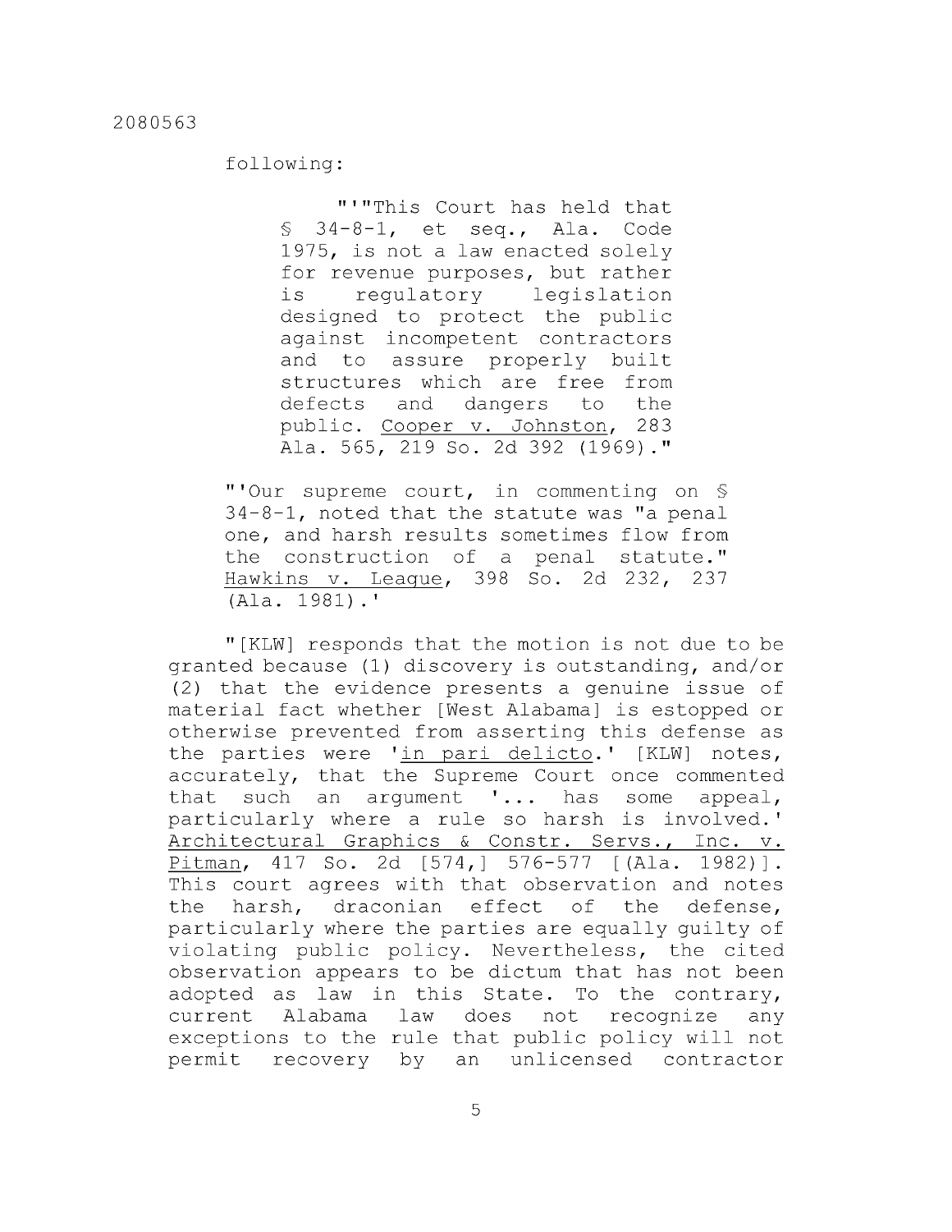following:

> "'"This Court has held that § 34-8-1, et seq., Ala. Code 1975, is not a law enacted solely for revenue purposes, but rather is regulatory legislation designed to protect the public against incompetent contractors and to assure properly built structures which are free from defects and dangers to the public. Cooper v. Johnston, 283 Ala. 565, 219 So. 2d 392 (1969)."
>
> "'Our supreme court, in commenting on § 34-8-1, noted that the statute was "a penal one, and harsh results sometimes flow from the construction of a penal statute." Hawkins v. League, 398 So. 2d 232, 237 (Ala. 1981).'

"[KLW] responds that the motion is not due to be granted because (1) discovery is outstanding, and/or (2) that the evidence presents a genuine issue of material fact whether [West Alabama] is estopped or otherwise prevented from asserting this defense as the parties were 'in pari delicto.' [KLW] notes, accurately, that the Supreme Court once commented that such an argument '... has some appeal, particularly where a rule so harsh is involved.' Architectural Graphics & Constr. Servs., Inc. v. Pitman, 417 So. 2d [574,] 576-577 [(Ala. 1982)]. This court agrees with that observation and notes the harsh, draconian effect of the defense, particularly where the parties are equally guilty of violating public policy. Nevertheless, the cited observation appears to be dictum that has not been adopted as law in this State. To the contrary, current Alabama law does not recognize any exceptions to the rule that public policy will not permit recovery by an unlicensed contractor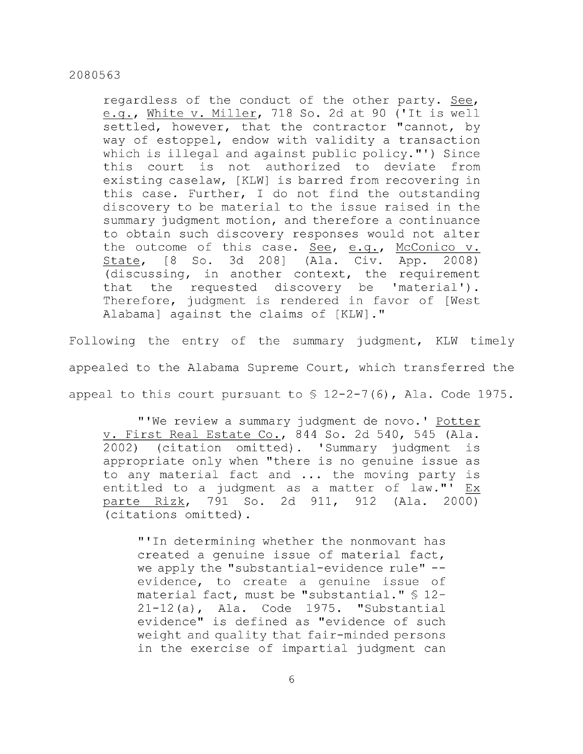> regardless of the conduct of the other party. See, e.g., White v. Miller, 718 So. 2d at 90 ('It is well settled, however, that the contractor "cannot, by way of estoppel, endow with validity a transaction which is illegal and against public policy."') Since this court is not authorized to deviate from existing caselaw, [KLW] is barred from recovering in this case. Further, I do not find the outstanding discovery to be material to the issue raised in the summary judgment motion, and therefore a continuance to obtain such discovery responses would not alter the outcome of this case. See, e.g., McConico v. State, [8 So. 3d 208] (Ala. Civ. App. 2008) (discussing, in another context, the requirement that the requested discovery be 'material'). Therefore, judgment is rendered in favor of [West Alabama] against the claims of [KLW]."

Following the entry of the summary judgment, KLW timely appealed to the Alabama Supreme Court, which transferred the appeal to this court pursuant to § 12-2-7(6), Ala. Code 1975.

> "'We review a summary judgment de novo.' Potter v. First Real Estate Co., 844 So. 2d 540, 545 (Ala. 2002) (citation omitted). 'Summary judgment is appropriate only when "there is no genuine issue as to any material fact and ... the moving party is entitled to a judgment as a matter of law."' Ex parte Rizk, 791 So. 2d 911, 912 (Ala. 2000) (citations omitted).
>
>> "'In determining whether the nonmovant has created a genuine issue of material fact, we apply the "substantial-evidence rule" -- evidence, to create a genuine issue of material fact, must be "substantial." § 12-21-12(a), Ala. Code 1975. "Substantial evidence" is defined as "evidence of such weight and quality that fair-minded persons in the exercise of impartial judgment can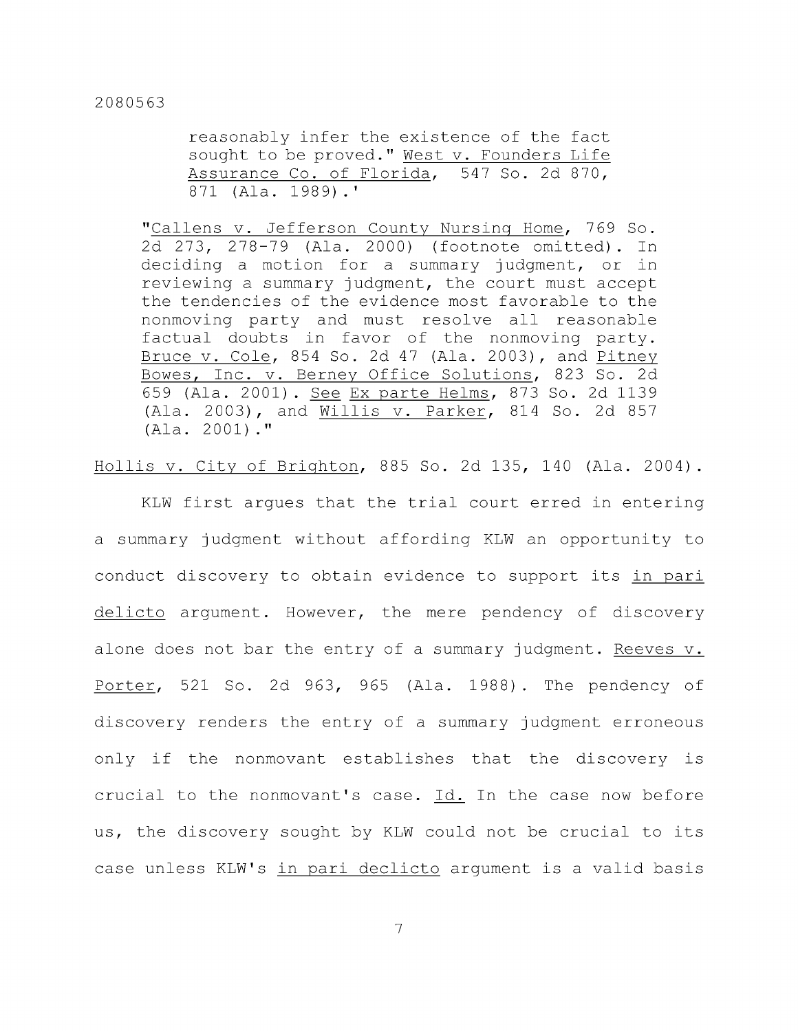reasonably infer the existence of the fact sought to be proved." West v. Founders Life Assurance Co. of Florida, 547 So. 2d 870, 871 (Ala. 1989).'

> "Callens v. Jefferson County Nursing Home, 769 So. 2d 273, 278-79 (Ala. 2000) (footnote omitted). In deciding a motion for a summary judgment, or in reviewing a summary judgment, the court must accept the tendencies of the evidence most favorable to the nonmoving party and must resolve all reasonable factual doubts in favor of the nonmoving party. Bruce v. Cole, 854 So. 2d 47 (Ala. 2003), and Pitney Bowes, Inc. v. Berney Office Solutions, 823 So. 2d 659 (Ala. 2001). See Ex parte Helms, 873 So. 2d 1139 (Ala. 2003), and Willis v. Parker, 814 So. 2d 857 (Ala. 2001)."

Hollis v. City of Brighton, 885 So. 2d 135, 140 (Ala. 2004).

KLW first argues that the trial court erred in entering a summary judgment without affording KLW an opportunity to conduct discovery to obtain evidence to support its in pari delicto argument. However, the mere pendency of discovery alone does not bar the entry of a summary judgment. Reeves v. Porter, 521 So. 2d 963, 965 (Ala. 1988). The pendency of discovery renders the entry of a summary judgment erroneous only if the nonmovant establishes that the discovery is crucial to the nonmovant's case. Id. In the case now before us, the discovery sought by KLW could not be crucial to its case unless KLW's in pari declicto argument is a valid basis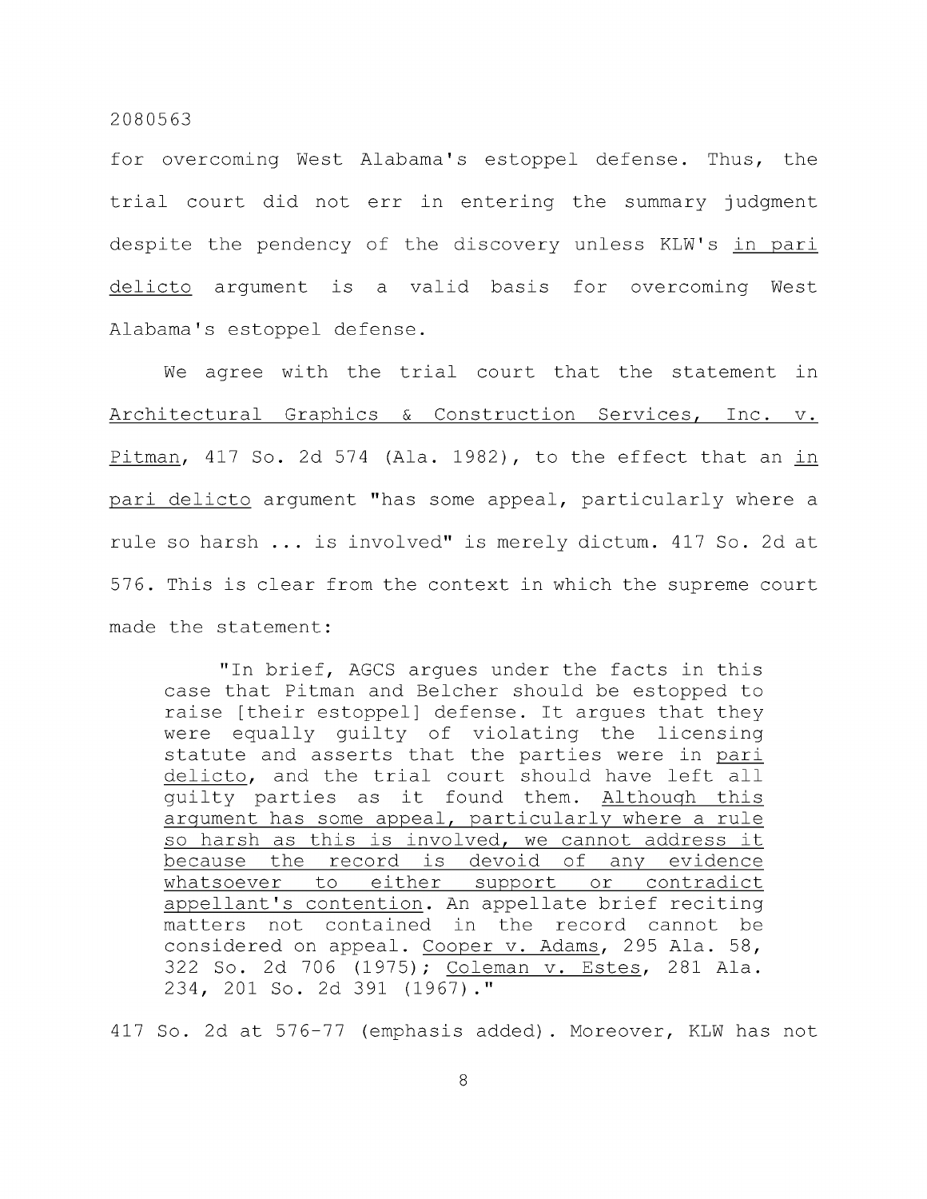for overcoming West Alabama's estoppel defense. Thus, the trial court did not err in entering the summary judgment despite the pendency of the discovery unless KLW's *in pari delicto* argument is a valid basis for overcoming West Alabama's estoppel defense.

We agree with the trial court that the statement in *Architectural Graphics & Construction Services, Inc. v. Pitman*, 417 So. 2d 574 (Ala. 1982), to the effect that an *in pari delicto* argument "has some appeal, particularly where a rule so harsh ... is involved" is merely dictum. 417 So. 2d at 576. This is clear from the context in which the supreme court made the statement:

> "In brief, AGCS argues under the facts in this case that Pitman and Belcher should be estopped to raise [their estoppel] defense. It argues that they were equally guilty of violating the licensing statute and asserts that the parties were in *pari delicto*, and the trial court should have left all guilty parties as it found them. *Although this argument has some appeal, particularly where a rule so harsh as this is involved, we cannot address it because the record is devoid of any evidence whatsoever to either support or contradict appellant's contention*. An appellate brief reciting matters not contained in the record cannot be considered on appeal. *Cooper v. Adams*, 295 Ala. 58, 322 So. 2d 706 (1975); *Coleman v. Estes*, 281 Ala. 234, 201 So. 2d 391 (1967)."

417 So. 2d at 576-77 (emphasis added). Moreover, KLW has not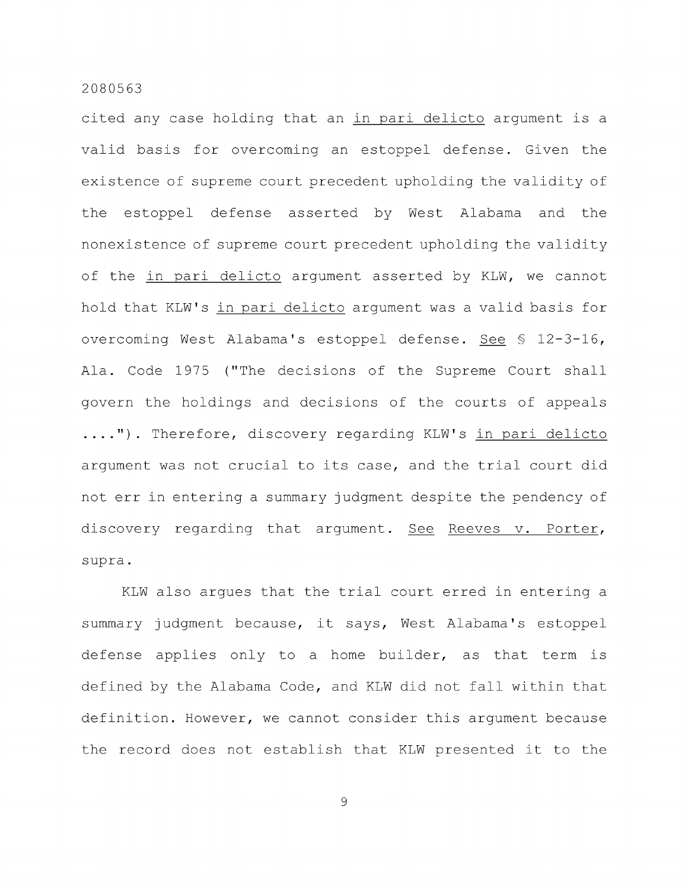cited any case holding that an _in pari delicto_ argument is a valid basis for overcoming an estoppel defense. Given the existence of supreme court precedent upholding the validity of the estoppel defense asserted by West Alabama and the nonexistence of supreme court precedent upholding the validity of the _in pari delicto_ argument asserted by KLW, we cannot hold that KLW's _in pari delicto_ argument was a valid basis for overcoming West Alabama's estoppel defense. _See_ § 12-3-16, Ala. Code 1975 ("The decisions of the Supreme Court shall govern the holdings and decisions of the courts of appeals ...."). Therefore, discovery regarding KLW's _in pari delicto_ argument was not crucial to its case, and the trial court did not err in entering a summary judgment despite the pendency of discovery regarding that argument. _See_ _Reeves v. Porter_, supra.

KLW also argues that the trial court erred in entering a summary judgment because, it says, West Alabama's estoppel defense applies only to a home builder, as that term is defined by the Alabama Code, and KLW did not fall within that definition. However, we cannot consider this argument because the record does not establish that KLW presented it to the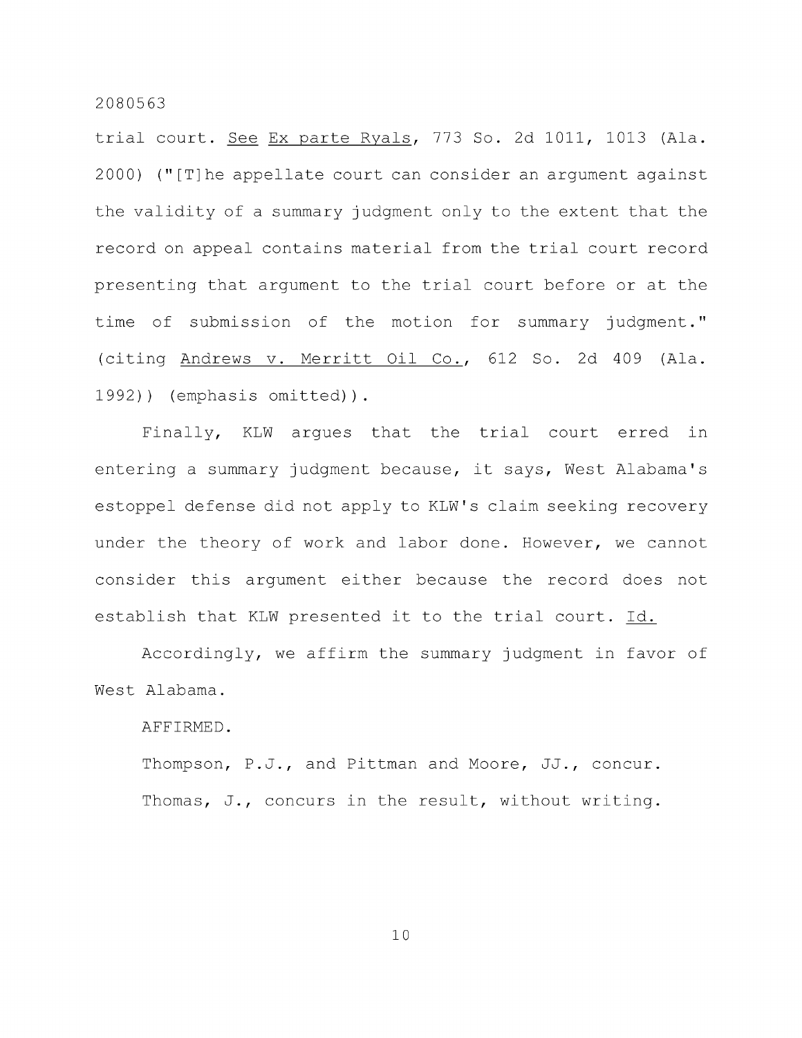trial court. See Ex parte Ryals, 773 So. 2d 1011, 1013 (Ala. 2000) ("[T]he appellate court can consider an argument against the validity of a summary judgment only to the extent that the record on appeal contains material from the trial court record presenting that argument to the trial court before or at the time of submission of the motion for summary judgment." (citing Andrews v. Merritt Oil Co., 612 So. 2d 409 (Ala. 1992)) (emphasis omitted)).

Finally, KLW argues that the trial court erred in entering a summary judgment because, it says, West Alabama's estoppel defense did not apply to KLW's claim seeking recovery under the theory of work and labor done. However, we cannot consider this argument either because the record does not establish that KLW presented it to the trial court. Id.

Accordingly, we affirm the summary judgment in favor of West Alabama.

AFFIRMED.

Thompson, P.J., and Pittman and Moore, JJ., concur.

Thomas, J., concurs in the result, without writing.